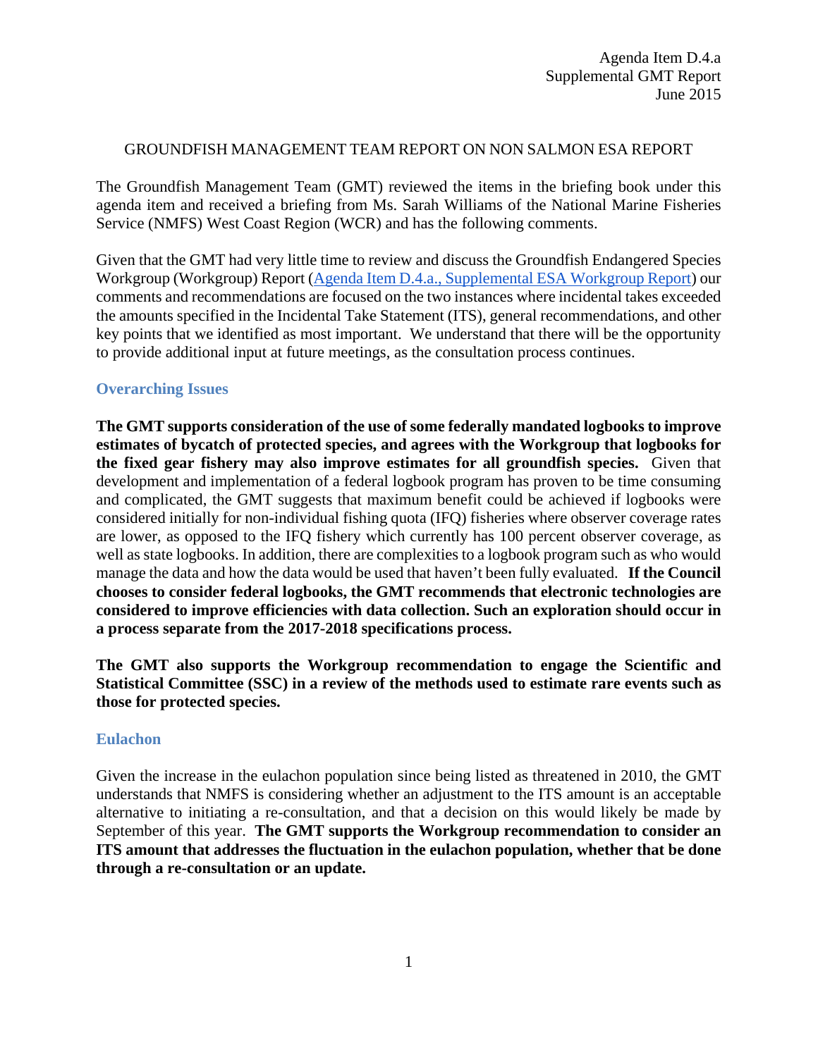Agenda Item D.4.a
Supplemental GMT Report
June 2015

# GROUNDFISH MANAGEMENT TEAM REPORT ON NON SALMON ESA REPORT

The Groundfish Management Team (GMT) reviewed the items in the briefing book under this agenda item and received a briefing from Ms. Sarah Williams of the National Marine Fisheries Service (NMFS) West Coast Region (WCR) and has the following comments.

Given that the GMT had very little time to review and discuss the Groundfish Endangered Species Workgroup (Workgroup) Report (Agenda Item D.4.a., Supplemental ESA Workgroup Report) our comments and recommendations are focused on the two instances where incidental takes exceeded the amounts specified in the Incidental Take Statement (ITS), general recommendations, and other key points that we identified as most important. We understand that there will be the opportunity to provide additional input at future meetings, as the consultation process continues.

## Overarching Issues

**The GMT supports consideration of the use of some federally mandated logbooks to improve estimates of bycatch of protected species, and agrees with the Workgroup that logbooks for the fixed gear fishery may also improve estimates for all groundfish species.** Given that development and implementation of a federal logbook program has proven to be time consuming and complicated, the GMT suggests that maximum benefit could be achieved if logbooks were considered initially for non-individual fishing quota (IFQ) fisheries where observer coverage rates are lower, as opposed to the IFQ fishery which currently has 100 percent observer coverage, as well as state logbooks. In addition, there are complexities to a logbook program such as who would manage the data and how the data would be used that haven't been fully evaluated. **If the Council chooses to consider federal logbooks, the GMT recommends that electronic technologies are considered to improve efficiencies with data collection. Such an exploration should occur in a process separate from the 2017-2018 specifications process.**

**The GMT also supports the Workgroup recommendation to engage the Scientific and Statistical Committee (SSC) in a review of the methods used to estimate rare events such as those for protected species.**

## Eulachon

Given the increase in the eulachon population since being listed as threatened in 2010, the GMT understands that NMFS is considering whether an adjustment to the ITS amount is an acceptable alternative to initiating a re-consultation, and that a decision on this would likely be made by September of this year. **The GMT supports the Workgroup recommendation to consider an ITS amount that addresses the fluctuation in the eulachon population, whether that be done through a re-consultation or an update.**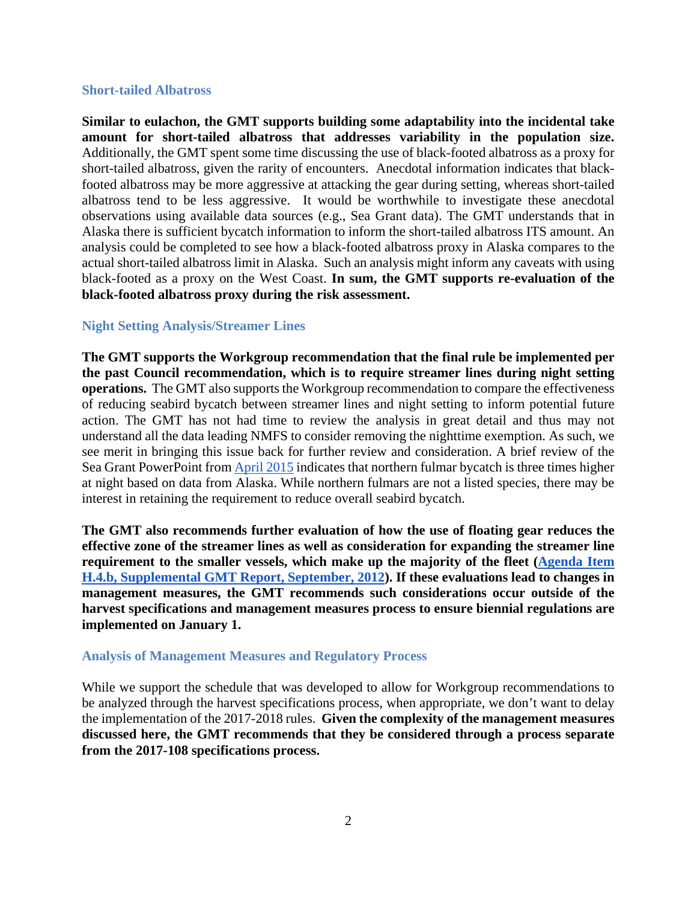### Short-tailed Albatross

**Similar to eulachon, the GMT supports building some adaptability into the incidental take amount for short-tailed albatross that addresses variability in the population size.** Additionally, the GMT spent some time discussing the use of black-footed albatross as a proxy for short-tailed albatross, given the rarity of encounters. Anecdotal information indicates that black-footed albatross may be more aggressive at attacking the gear during setting, whereas short-tailed albatross tend to be less aggressive. It would be worthwhile to investigate these anecdotal observations using available data sources (e.g., Sea Grant data). The GMT understands that in Alaska there is sufficient bycatch information to inform the short-tailed albatross ITS amount. An analysis could be completed to see how a black-footed albatross proxy in Alaska compares to the actual short-tailed albatross limit in Alaska. Such an analysis might inform any caveats with using black-footed as a proxy on the West Coast. **In sum, the GMT supports re-evaluation of the black-footed albatross proxy during the risk assessment.**

### Night Setting Analysis/Streamer Lines

**The GMT supports the Workgroup recommendation that the final rule be implemented per the past Council recommendation, which is to require streamer lines during night setting operations.** The GMT also supports the Workgroup recommendation to compare the effectiveness of reducing seabird bycatch between streamer lines and night setting to inform potential future action. The GMT has not had time to review the analysis in great detail and thus may not understand all the data leading NMFS to consider removing the nighttime exemption. As such, we see merit in bringing this issue back for further review and consideration. A brief review of the Sea Grant PowerPoint from [April 2015] indicates that northern fulmar bycatch is three times higher at night based on data from Alaska. While northern fulmars are not a listed species, there may be interest in retaining the requirement to reduce overall seabird bycatch.

**The GMT also recommends further evaluation of how the use of floating gear reduces the effective zone of the streamer lines as well as consideration for expanding the streamer line requirement to the smaller vessels, which make up the majority of the fleet ([Agenda Item H.4.b, Supplemental GMT Report, September, 2012]). If these evaluations lead to changes in management measures, the GMT recommends such considerations occur outside of the harvest specifications and management measures process to ensure biennial regulations are implemented on January 1.**

### Analysis of Management Measures and Regulatory Process

While we support the schedule that was developed to allow for Workgroup recommendations to be analyzed through the harvest specifications process, when appropriate, we don't want to delay the implementation of the 2017-2018 rules. **Given the complexity of the management measures discussed here, the GMT recommends that they be considered through a process separate from the 2017-108 specifications process.**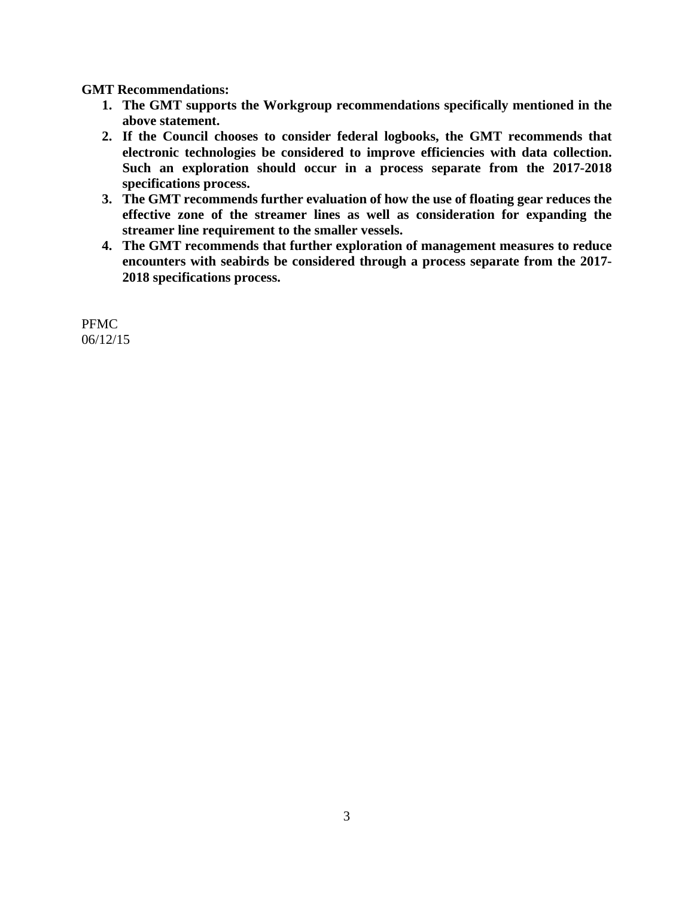**GMT Recommendations:**

1. **The GMT supports the Workgroup recommendations specifically mentioned in the above statement.**
2. **If the Council chooses to consider federal logbooks, the GMT recommends that electronic technologies be considered to improve efficiencies with data collection. Such an exploration should occur in a process separate from the 2017-2018 specifications process.**
3. **The GMT recommends further evaluation of how the use of floating gear reduces the effective zone of the streamer lines as well as consideration for expanding the streamer line requirement to the smaller vessels.**
4. **The GMT recommends that further exploration of management measures to reduce encounters with seabirds be considered through a process separate from the 2017-2018 specifications process.**

PFMC
06/12/15